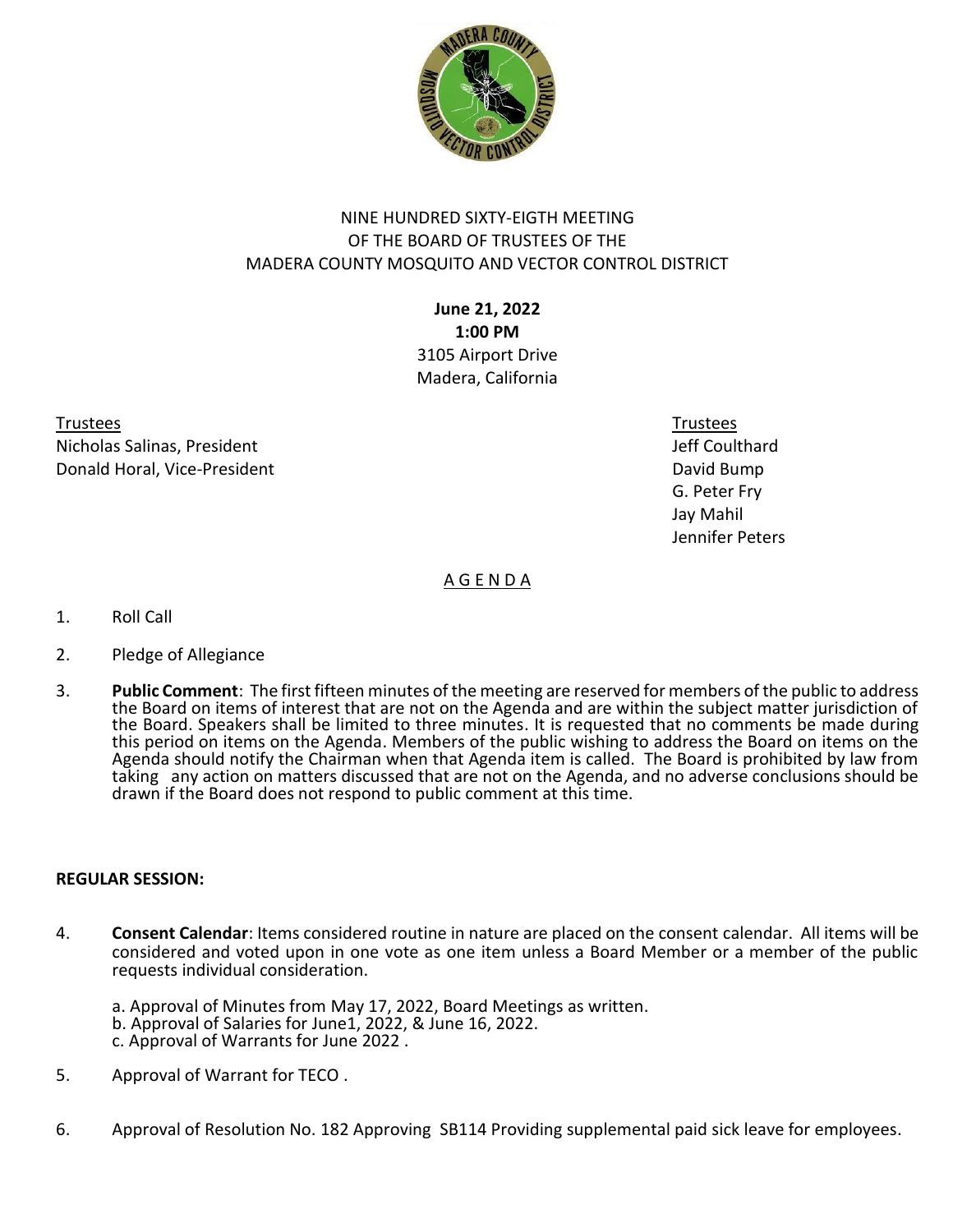NINE HUNDRED SIXTY-EIGTH MEETING
OF THE BOARD OF TRUSTEES OF THE
MADERA COUNTY MOSQUITO AND VECTOR CONTROL DISTRICT

**June 21, 2022**
**1:00 PM**
3105 Airport Drive
Madera, California

<u>Trustees</u>
Nicholas Salinas, President
Donald Horal, Vice-President

<u>Trustees</u>
Jeff Coulthard
David Bump
G. Peter Fry
Jay Mahil
Jennifer Peters

## A G E N D A

1. Roll Call

2. Pledge of Allegiance

3. **Public Comment**: The first fifteen minutes of the meeting are reserved for members of the public to address the Board on items of interest that are not on the Agenda and are within the subject matter jurisdiction of the Board. Speakers shall be limited to three minutes. It is requested that no comments be made during this period on items on the Agenda. Members of the public wishing to address the Board on items on the Agenda should notify the Chairman when that Agenda item is called. The Board is prohibited by law from taking any action on matters discussed that are not on the Agenda, and no adverse conclusions should be drawn if the Board does not respond to public comment at this time.

**REGULAR SESSION:**

4. **Consent Calendar**: Items considered routine in nature are placed on the consent calendar. All items will be considered and voted upon in one vote as one item unless a Board Member or a member of the public requests individual consideration.

   a. Approval of Minutes from May 17, 2022, Board Meetings as written.
   b. Approval of Salaries for June1, 2022, & June 16, 2022.
   c. Approval of Warrants for June 2022 .

5. Approval of Warrant for TECO .

6. Approval of Resolution No. 182 Approving SB114 Providing supplemental paid sick leave for employees.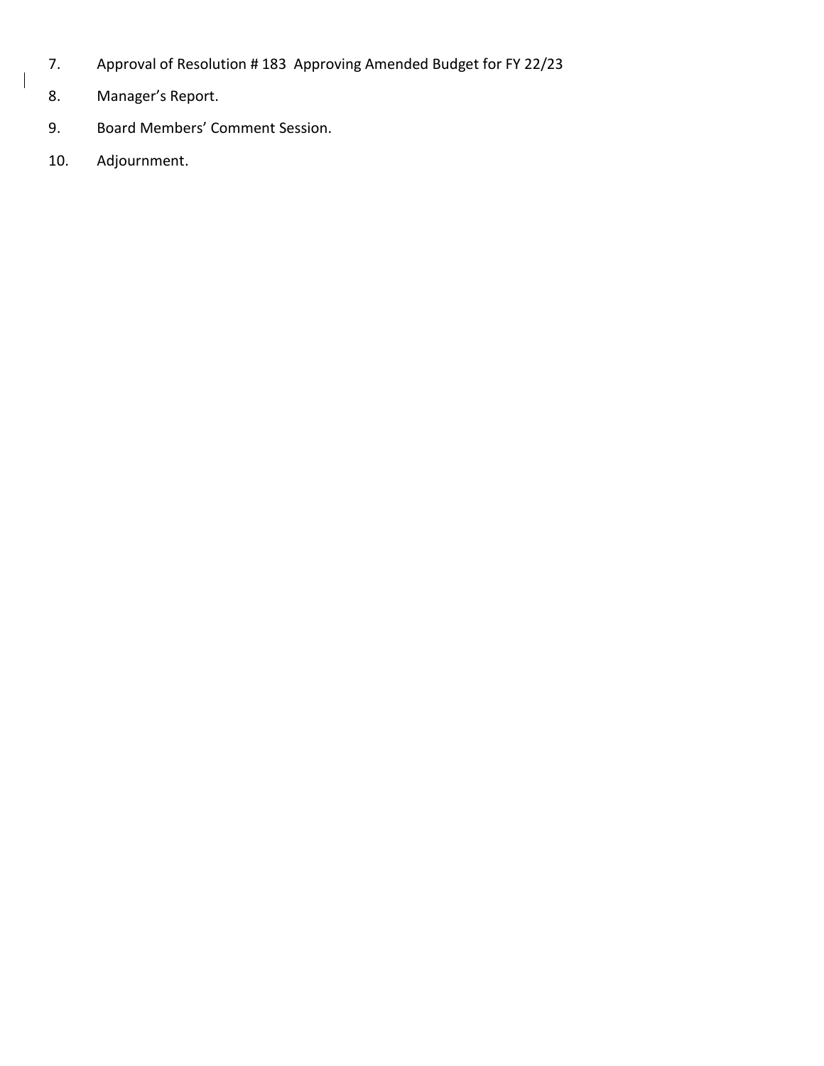7. Approval of Resolution # 183 Approving Amended Budget for FY 22/23
8. Manager's Report.
9. Board Members' Comment Session.
10. Adjournment.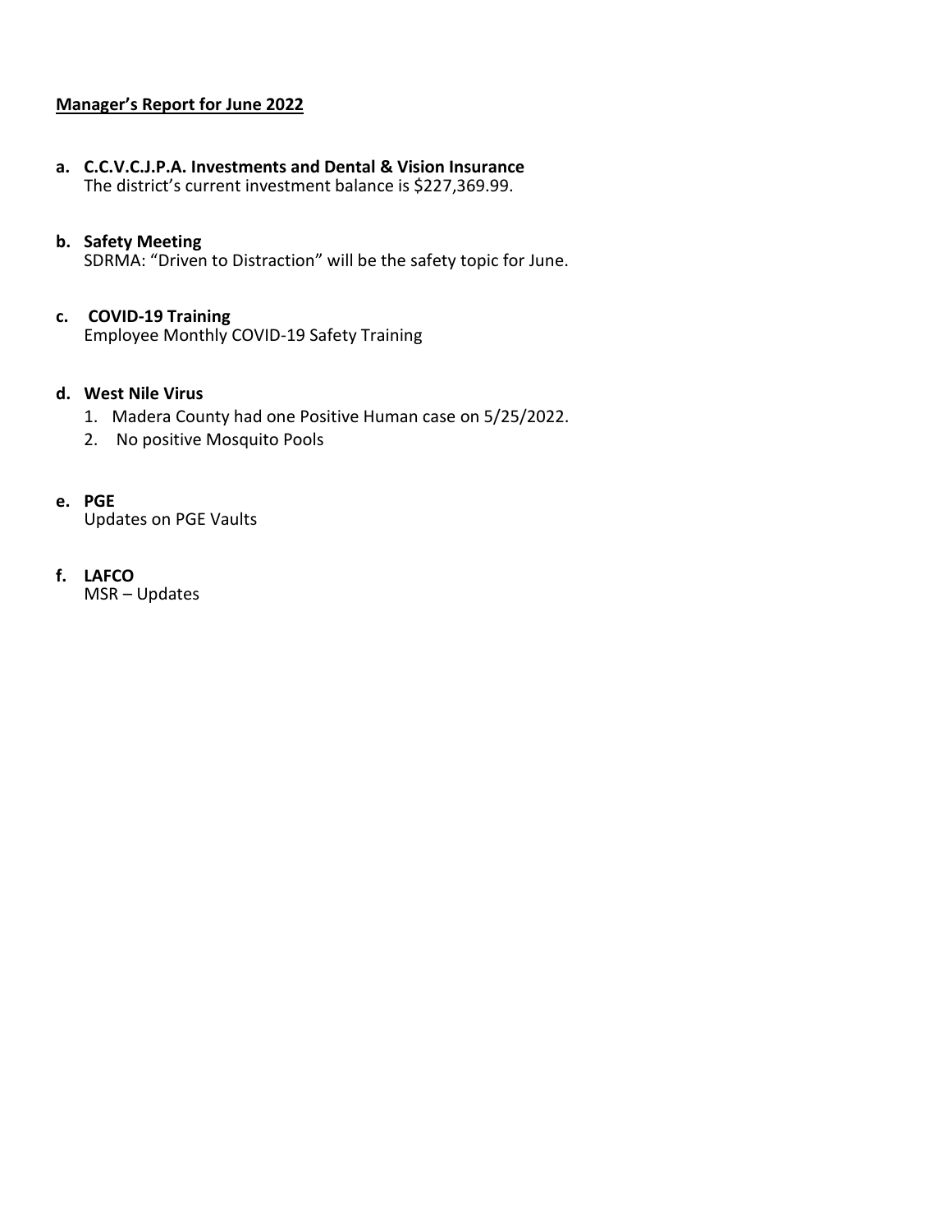**Manager's Report for June 2022**

a. **C.C.V.C.J.P.A. Investments and Dental & Vision Insurance**
   The district's current investment balance is $227,369.99.

b. **Safety Meeting**
   SDRMA: "Driven to Distraction" will be the safety topic for June.

c. **COVID-19 Training**
   Employee Monthly COVID-19 Safety Training

d. **West Nile Virus**
   1. Madera County had one Positive Human case on 5/25/2022.
   2. No positive Mosquito Pools

e. **PGE**
   Updates on PGE Vaults

f. **LAFCO**
   MSR – Updates